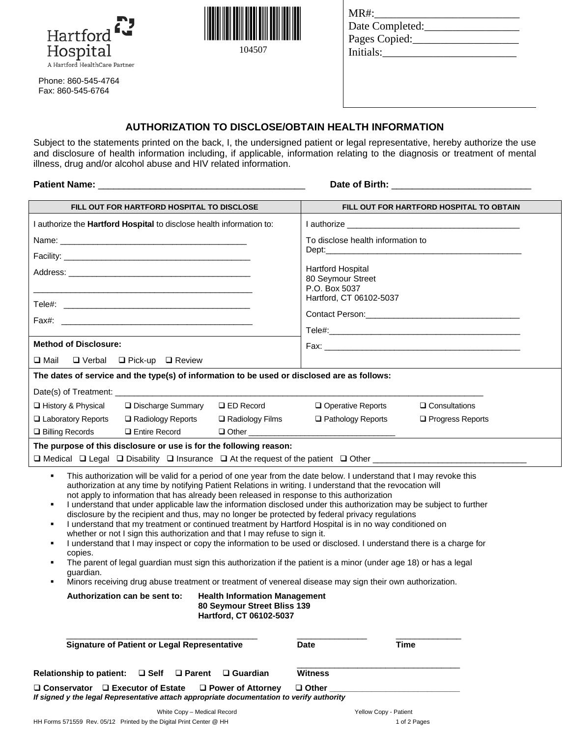Hartford Hospital
A Hartford HealthCare Partner

Phone: 860-545-4764
Fax: 860-545-6764

104507

MR#:_________________________
Date Completed:_________________
Pages Copied:__________________
Initials:_______________________

## AUTHORIZATION TO DISCLOSE/OBTAIN HEALTH INFORMATION

Subject to the statements printed on the back, I, the undersigned patient or legal representative, hereby authorize the use and disclosure of health information including, if applicable, information relating to the diagnosis or treatment of mental illness, drug and/or alcohol abuse and HIV related information.

**Patient Name:** ________________________________________ **Date of Birth:** ___________________________

| FILL OUT FOR HARTFORD HOSPITAL TO DISCLOSE | FILL OUT FOR HARTFORD HOSPITAL TO OBTAIN |
|---|---|
| I authorize the **Hartford Hospital** to disclose health information to: | I authorize ______________________________________ |
| Name: ________________________________________ | To disclose health information to Dept:__________________________________________ |
| Facility: ______________________________________ | |
| Address: ______________________________________ <br> ______________________________________________ | Hartford Hospital <br> 80 Seymour Street <br> P.O. Box 5037 <br> Hartford, CT 06102-5037 |
| Tele#: ________________________________________ | Contact Person:________________________________ |
| Fax#: _________________________________________ | Tele#:_________________________________________ |
| **Method of Disclosure:** <br> ❑ Mail ❑ Verbal ❑ Pick-up ❑ Review | Fax: __________________________________________ |

**The dates of service and the type(s) of information to be used or disclosed are as follows:**

Date(s) of Treatment: ________________________________________________________________________________

| | | | | |
|---|---|---|---|---|
| ❑ History & Physical | ❑ Discharge Summary | ❑ ED Record | ❑ Operative Reports | ❑ Consultations |
| ❑ Laboratory Reports | ❑ Radiology Reports | ❑ Radiology Films | ❑ Pathology Reports | ❑ Progress Reports |
| ❑ Billing Records | ❑ Entire Record | ❑ Other _________________________________ | | |

**The purpose of this disclosure or use is for the following reason:**

❑ Medical ❑ Legal ❑ Disability ❑ Insurance ❑ At the request of the patient ❑ Other ________________________________

- This authorization will be valid for a period of one year from the date below. I understand that I may revoke this authorization at any time by notifying Patient Relations in writing. I understand that the revocation will not apply to information that has already been released in response to this authorization
- I understand that under applicable law the information disclosed under this authorization may be subject to further disclosure by the recipient and thus, may no longer be protected by federal privacy regulations
- I understand that my treatment or continued treatment by Hartford Hospital is in no way conditioned on whether or not I sign this authorization and that I may refuse to sign it.
- I understand that I may inspect or copy the information to be used or disclosed. I understand there is a charge for copies.
- The parent of legal guardian must sign this authorization if the patient is a minor (under age 18) or has a legal guardian.
- Minors receiving drug abuse treatment or treatment of venereal disease may sign their own authorization.

**Authorization can be sent to:** **Health Information Management**
**80 Seymour Street Bliss 139**
**Hartford, CT 06102-5037**

________________________________________ _______________ ______________
**Signature of Patient or Legal Representative** **Date** **Time**

**Relationship to patient:** ❑ **Self** ❑ **Parent** ❑ **Guardian** ___________________________________ **Witness**

❑ **Conservator** ❑ **Executor of Estate** ❑ **Power of Attorney** ❑ **Other** ____________________________

***If signed y the legal Representative attach appropriate documentation to verify authority***

White Copy – Medical Record Yellow Copy - Patient

HH Forms 571559 Rev. 05/12 Printed by the Digital Print Center @ HH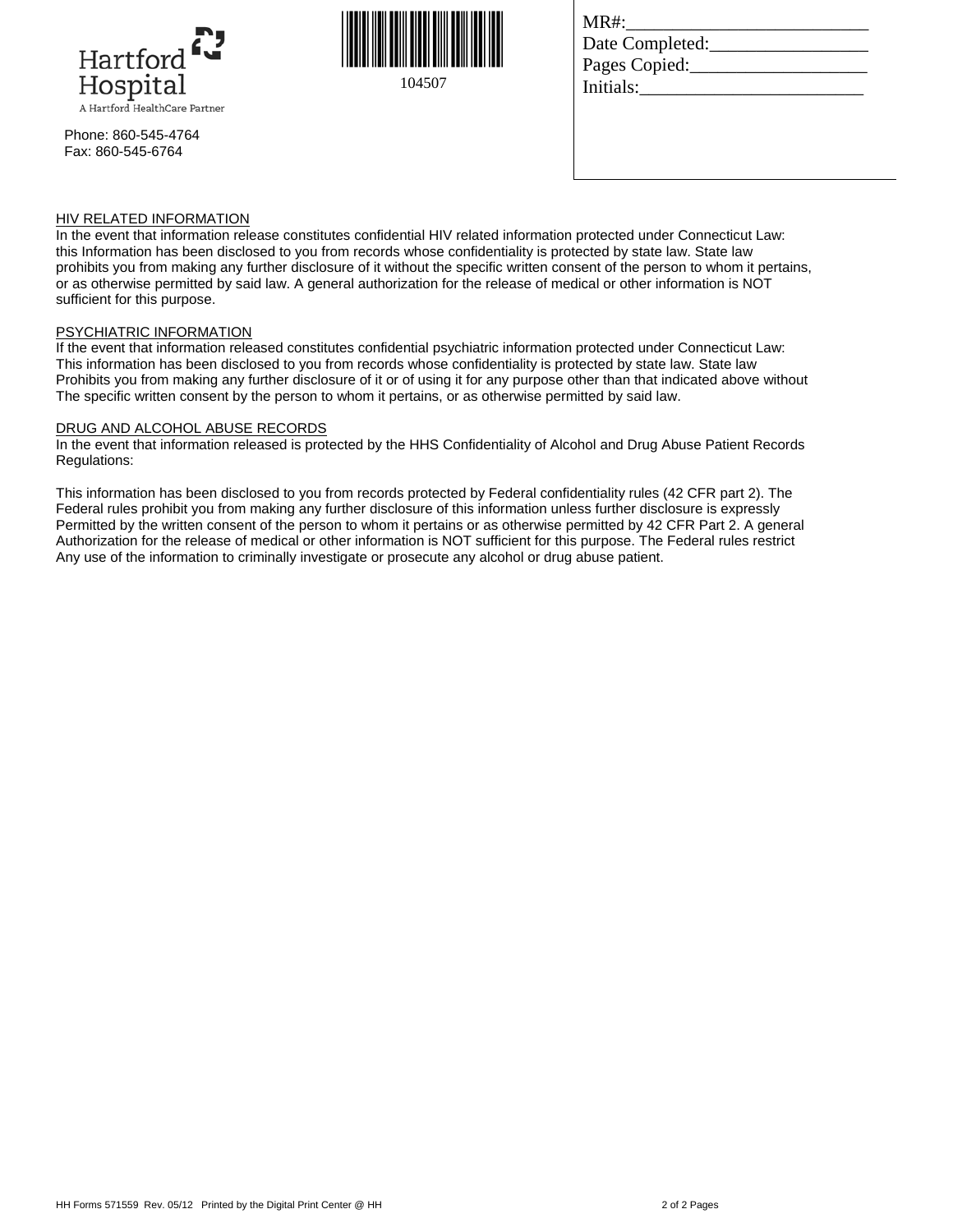Hartford Hospital
A Hartford HealthCare Partner

Phone: 860-545-4764
Fax: 860-545-6764

104507

MR#:\_\_\_\_\_\_\_\_\_\_\_\_\_\_\_\_\_\_\_\_\_\_\_\_
Date Completed:\_\_\_\_\_\_\_\_\_\_\_\_\_\_\_\_
Pages Copied:\_\_\_\_\_\_\_\_\_\_\_\_\_\_\_\_\_\_
Initials:\_\_\_\_\_\_\_\_\_\_\_\_\_\_\_\_\_\_\_\_\_\_\_\_

HIV RELATED INFORMATION

In the event that information release constitutes confidential HIV related information protected under Connecticut Law: this Information has been disclosed to you from records whose confidentiality is protected by state law. State law prohibits you from making any further disclosure of it without the specific written consent of the person to whom it pertains, or as otherwise permitted by said law. A general authorization for the release of medical or other information is NOT sufficient for this purpose.

PSYCHIATRIC INFORMATION

If the event that information released constitutes confidential psychiatric information protected under Connecticut Law: This information has been disclosed to you from records whose confidentiality is protected by state law. State law Prohibits you from making any further disclosure of it or of using it for any purpose other than that indicated above without The specific written consent by the person to whom it pertains, or as otherwise permitted by said law.

DRUG AND ALCOHOL ABUSE RECORDS

In the event that information released is protected by the HHS Confidentiality of Alcohol and Drug Abuse Patient Records Regulations:

This information has been disclosed to you from records protected by Federal confidentiality rules (42 CFR part 2). The Federal rules prohibit you from making any further disclosure of this information unless further disclosure is expressly Permitted by the written consent of the person to whom it pertains or as otherwise permitted by 42 CFR Part 2. A general Authorization for the release of medical or other information is NOT sufficient for this purpose. The Federal rules restrict Any use of the information to criminally investigate or prosecute any alcohol or drug abuse patient.

HH Forms 571559 Rev. 05/12 Printed by the Digital Print Center @ HH